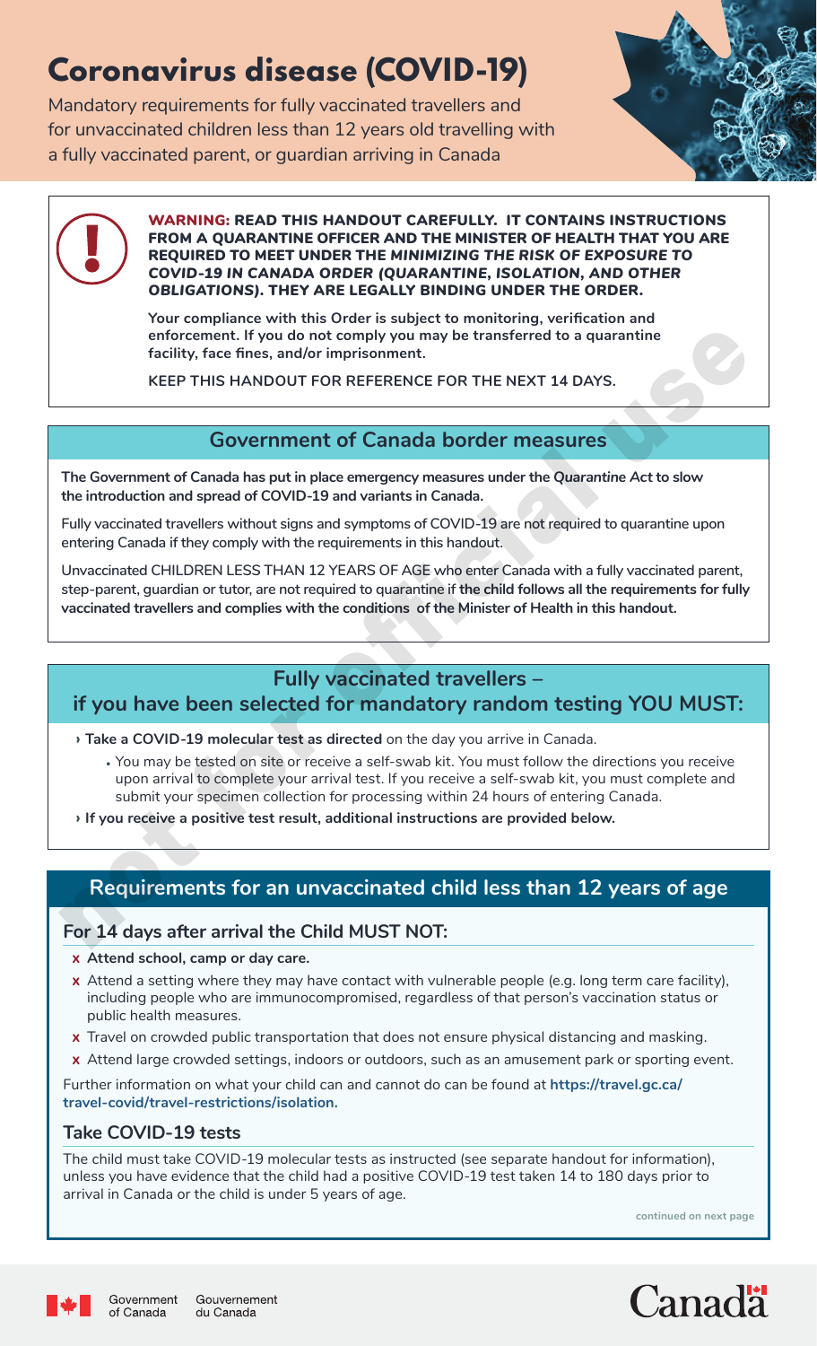# Coronavirus disease (COVID-19)

Mandatory requirements for fully vaccinated travellers and for unvaccinated children less than 12 years old travelling with a fully vaccinated parent, or guardian arriving in Canada

**WARNING: READ THIS HANDOUT CAREFULLY. IT CONTAINS INSTRUCTIONS FROM A QUARANTINE OFFICER AND THE MINISTER OF HEALTH THAT YOU ARE REQUIRED TO MEET UNDER THE *MINIMIZING THE RISK OF EXPOSURE TO COVID-19 IN CANADA ORDER (QUARANTINE, ISOLATION, AND OTHER OBLIGATIONS)*. THEY ARE LEGALLY BINDING UNDER THE ORDER.**

**Your compliance with this Order is subject to monitoring, verification and enforcement. If you do not comply you may be transferred to a quarantine facility, face fines, and/or imprisonment.**

**KEEP THIS HANDOUT FOR REFERENCE FOR THE NEXT 14 DAYS.**

## Government of Canada border measures

**The Government of Canada has put in place emergency measures under the *Quarantine Act* to slow the introduction and spread of COVID-19 and variants in Canada.**

Fully vaccinated travellers without signs and symptoms of COVID-19 are not required to quarantine upon entering Canada if they comply with the requirements in this handout.

Unvaccinated CHILDREN LESS THAN 12 YEARS OF AGE who enter Canada with a fully vaccinated parent, step-parent, guardian or tutor, are not required to quarantine if **the child follows all the requirements for fully vaccinated travellers and complies with the conditions of the Minister of Health in this handout.**

## Fully vaccinated travellers – if you have been selected for mandatory random testing YOU MUST:

- **Take a COVID-19 molecular test as directed** on the day you arrive in Canada.
  - You may be tested on site or receive a self-swab kit. You must follow the directions you receive upon arrival to complete your arrival test. If you receive a self-swab kit, you must complete and submit your specimen collection for processing within 24 hours of entering Canada.
- **If you receive a positive test result, additional instructions are provided below.**

## Requirements for an unvaccinated child less than 12 years of age

### For 14 days after arrival the Child MUST NOT:

- ✗ **Attend school, camp or day care.**
- ✗ Attend a setting where they may have contact with vulnerable people (e.g. long term care facility), including people who are immunocompromised, regardless of that person's vaccination status or public health measures.
- ✗ Travel on crowded public transportation that does not ensure physical distancing and masking.
- ✗ Attend large crowded settings, indoors or outdoors, such as an amusement park or sporting event.

Further information on what your child can and cannot do can be found at **https://travel.gc.ca/travel-covid/travel-restrictions/isolation.**

### Take COVID-19 tests

The child must take COVID-19 molecular tests as instructed (see separate handout for information), unless you have evidence that the child had a positive COVID-19 test taken 14 to 180 days prior to arrival in Canada or the child is under 5 years of age.

continued on next page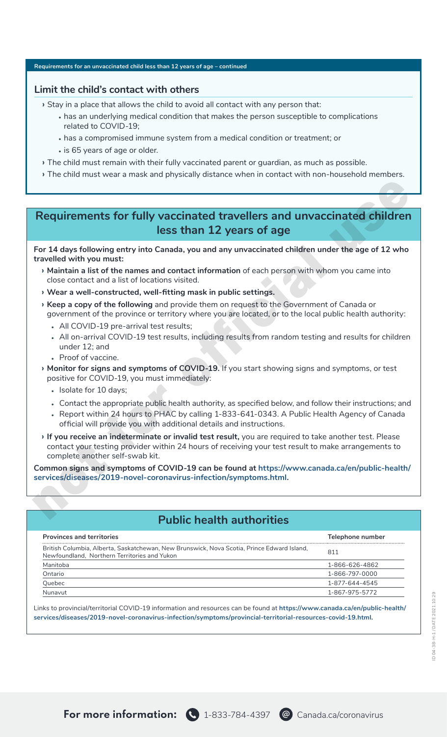Requirements for an unvaccinated child less than 12 years of age – continued

### Limit the child's contact with others

- Stay in a place that allows the child to avoid all contact with any person that:
  - has an underlying medical condition that makes the person susceptible to complications related to COVID-19;
  - has a compromised immune system from a medical condition or treatment; or
  - is 65 years of age or older.
- The child must remain with their fully vaccinated parent or guardian, as much as possible.
- The child must wear a mask and physically distance when in contact with non-household members.

## Requirements for fully vaccinated travellers and unvaccinated children less than 12 years of age

**For 14 days following entry into Canada, you and any unvaccinated children under the age of 12 who travelled with you must:**

- **Maintain a list of the names and contact information** of each person with whom you came into close contact and a list of locations visited.
- **Wear a well-constructed, well-fitting mask in public settings.**
- **Keep a copy of the following** and provide them on request to the Government of Canada or government of the province or territory where you are located, or to the local public health authority:
  - All COVID-19 pre-arrival test results;
  - All on-arrival COVID-19 test results, including results from random testing and results for children under 12; and
  - Proof of vaccine.
- **Monitor for signs and symptoms of COVID-19.** If you start showing signs and symptoms, or test positive for COVID-19, you must immediately:
  - Isolate for 10 days;
  - Contact the appropriate public health authority, as specified below, and follow their instructions; and
  - Report within 24 hours to PHAC by calling 1-833-641-0343. A Public Health Agency of Canada official will provide you with additional details and instructions.
- **If you receive an indeterminate or invalid test result,** you are required to take another test. Please contact your testing provider within 24 hours of receiving your test result to make arrangements to complete another self-swab kit.

**Common signs and symptoms of COVID-19 can be found at https://www.canada.ca/en/public-health/services/diseases/2019-novel-coronavirus-infection/symptoms.html.**

## Public health authorities

| Provinces and territories | Telephone number |
| --- | --- |
| British Columbia, Alberta, Saskatchewan, New Brunswick, Nova Scotia, Prince Edward Island, Newfoundland, Northern Territories and Yukon | 811 |
| Manitoba | 1-866-626-4862 |
| Ontario | 1-866-797-0000 |
| Quebec | 1-877-644-4545 |
| Nunavut | 1-867-975-5772 |

Links to provincial/territorial COVID-19 information and resources can be found at **https://www.canada.ca/en/public-health/services/diseases/2019-novel-coronavirus-infection/symptoms/provincial-territorial-resources-covid-19.html.**

**For more information:** 1-833-784-4397 Canada.ca/coronavirus